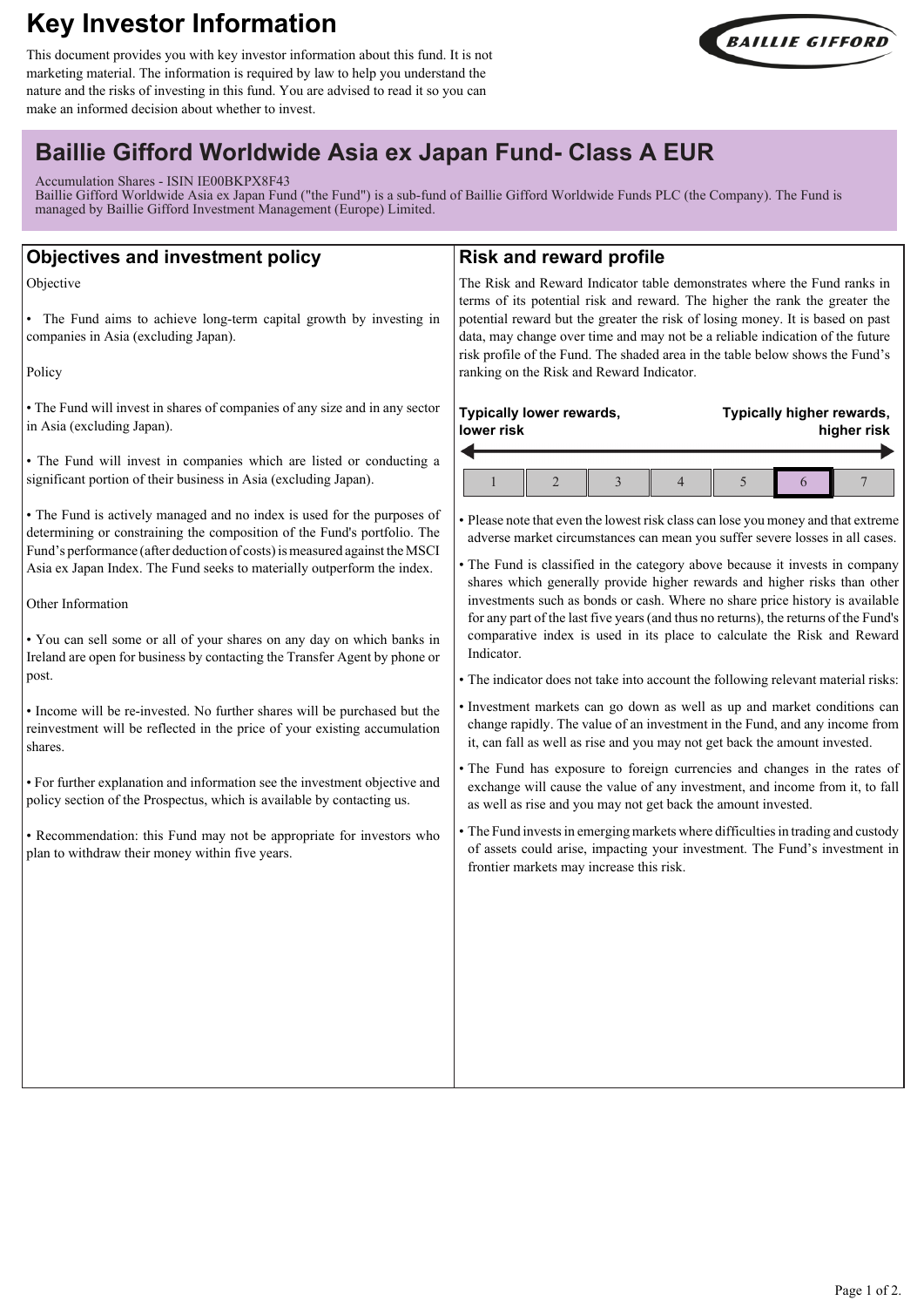# Key Investor Information

This document provides you with key investor information about this fund. It is not marketing material. The information is required by law to help you understand the nature and the risks of investing in this fund. You are advised to read it so you can make an informed decision about whether to invest.

## Baillie Gifford Worldwide Asia ex Japan Fund- Class A EUR

Accumulation Shares - ISIN IE00BKPX8F43
Baillie Gifford Worldwide Asia ex Japan Fund ("the Fund") is a sub-fund of Baillie Gifford Worldwide Funds PLC (the Company). The Fund is managed by Baillie Gifford Investment Management (Europe) Limited.

## Objectives and investment policy

Objective

- The Fund aims to achieve long-term capital growth by investing in companies in Asia (excluding Japan).

Policy

- The Fund will invest in shares of companies of any size and in any sector in Asia (excluding Japan).
- The Fund will invest in companies which are listed or conducting a significant portion of their business in Asia (excluding Japan).
- The Fund is actively managed and no index is used for the purposes of determining or constraining the composition of the Fund's portfolio. The Fund's performance (after deduction of costs) is measured against the MSCI Asia ex Japan Index. The Fund seeks to materially outperform the index.

Other Information

- You can sell some or all of your shares on any day on which banks in Ireland are open for business by contacting the Transfer Agent by phone or post.
- Income will be re-invested. No further shares will be purchased but the reinvestment will be reflected in the price of your existing accumulation shares.
- For further explanation and information see the investment objective and policy section of the Prospectus, which is available by contacting us.
- Recommendation: this Fund may not be appropriate for investors who plan to withdraw their money within five years.

## Risk and reward profile

The Risk and Reward Indicator table demonstrates where the Fund ranks in terms of its potential risk and reward. The higher the rank the greater the potential reward but the greater the risk of losing money. It is based on past data, may change over time and may not be a reliable indication of the future risk profile of the Fund. The shaded area in the table below shows the Fund's ranking on the Risk and Reward Indicator.

**Typically lower rewards, lower risk** ← → **Typically higher rewards, higher risk**

| 1 | 2 | 3 | 4 | 5 | **6** | 7 |
|---|---|---|---|---|---|---|

- Please note that even the lowest risk class can lose you money and that extreme adverse market circumstances can mean you suffer severe losses in all cases.
- The Fund is classified in the category above because it invests in company shares which generally provide higher rewards and higher risks than other investments such as bonds or cash. Where no share price history is available for any part of the last five years (and thus no returns), the returns of the Fund's comparative index is used in its place to calculate the Risk and Reward Indicator.
- The indicator does not take into account the following relevant material risks:
- Investment markets can go down as well as up and market conditions can change rapidly. The value of an investment in the Fund, and any income from it, can fall as well as rise and you may not get back the amount invested.
- The Fund has exposure to foreign currencies and changes in the rates of exchange will cause the value of any investment, and income from it, to fall as well as rise and you may not get back the amount invested.
- The Fund invests in emerging markets where difficulties in trading and custody of assets could arise, impacting your investment. The Fund's investment in frontier markets may increase this risk.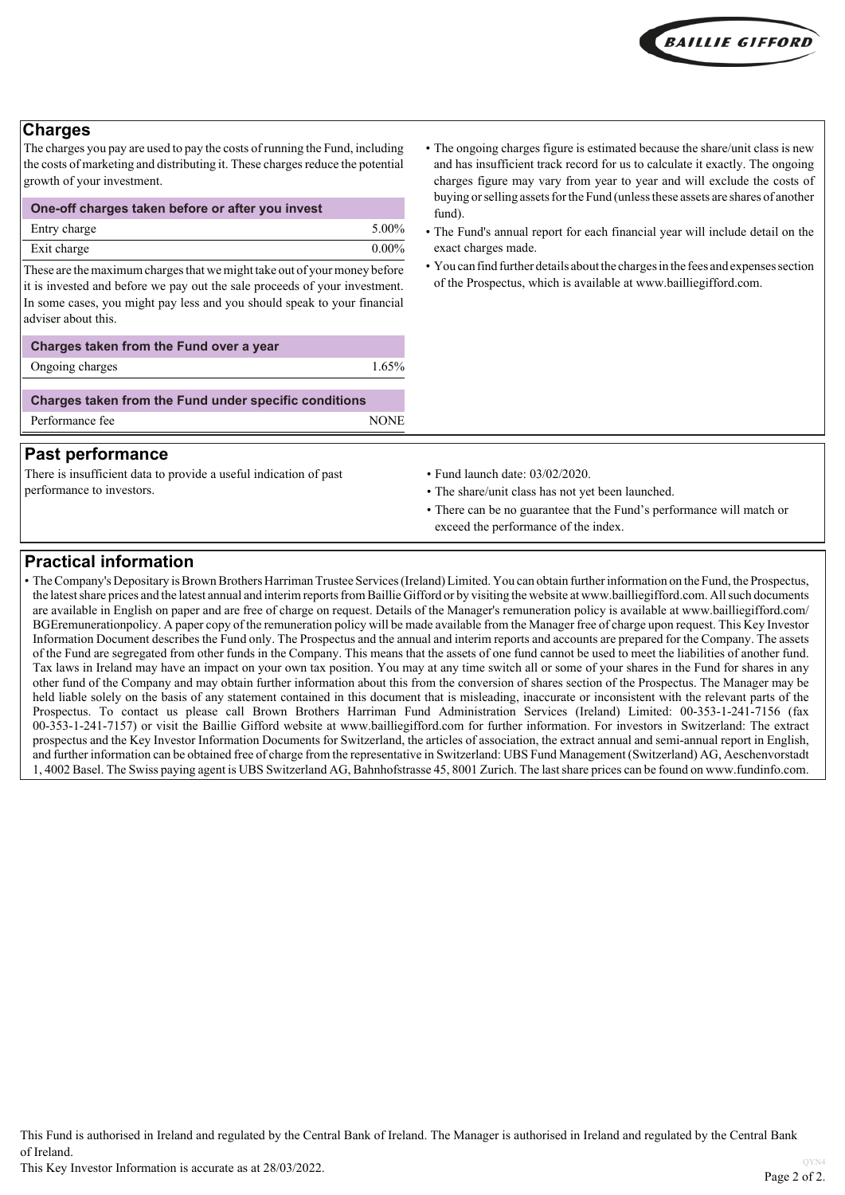## Charges

The charges you pay are used to pay the costs of running the Fund, including the costs of marketing and distributing it. These charges reduce the potential growth of your investment.

| One-off charges taken before or after you invest | |
|---|---|
| Entry charge | 5.00% |
| Exit charge | 0.00% |

These are the maximum charges that we might take out of your money before it is invested and before we pay out the sale proceeds of your investment. In some cases, you might pay less and you should speak to your financial adviser about this.

| Charges taken from the Fund over a year | |
|---|---|
| Ongoing charges | 1.65% |

| Charges taken from the Fund under specific conditions | |
|---|---|
| Performance fee | NONE |

- The ongoing charges figure is estimated because the share/unit class is new and has insufficient track record for us to calculate it exactly. The ongoing charges figure may vary from year to year and will exclude the costs of buying or selling assets for the Fund (unless these assets are shares of another fund).
- The Fund's annual report for each financial year will include detail on the exact charges made.
- You can find further details about the charges in the fees and expenses section of the Prospectus, which is available at www.bailliegifford.com.

## Past performance

There is insufficient data to provide a useful indication of past performance to investors.

- Fund launch date: 03/02/2020.
- The share/unit class has not yet been launched.
- There can be no guarantee that the Fund's performance will match or exceed the performance of the index.

## Practical information

- The Company's Depositary is Brown Brothers Harriman Trustee Services (Ireland) Limited. You can obtain further information on the Fund, the Prospectus, the latest share prices and the latest annual and interim reports from Baillie Gifford or by visiting the website at www.bailliegifford.com. All such documents are available in English on paper and are free of charge on request. Details of the Manager's remuneration policy is available at www.bailliegifford.com/BGEremunerationpolicy. A paper copy of the remuneration policy will be made available from the Manager free of charge upon request. This Key Investor Information Document describes the Fund only. The Prospectus and the annual and interim reports and accounts are prepared for the Company. The assets of the Fund are segregated from other funds in the Company. This means that the assets of one fund cannot be used to meet the liabilities of another fund. Tax laws in Ireland may have an impact on your own tax position. You may at any time switch all or some of your shares in the Fund for shares in any other fund of the Company and may obtain further information about this from the conversion of shares section of the Prospectus. The Manager may be held liable solely on the basis of any statement contained in this document that is misleading, inaccurate or inconsistent with the relevant parts of the Prospectus. To contact us please call Brown Brothers Harriman Fund Administration Services (Ireland) Limited: 00-353-1-241-7156 (fax 00-353-1-241-7157) or visit the Baillie Gifford website at www.bailliegifford.com for further information. For investors in Switzerland: The extract prospectus and the Key Investor Information Documents for Switzerland, the articles of association, the extract annual and semi-annual report in English, and further information can be obtained free of charge from the representative in Switzerland: UBS Fund Management (Switzerland) AG, Aeschenvorstadt 1, 4002 Basel. The Swiss paying agent is UBS Switzerland AG, Bahnhofstrasse 45, 8001 Zurich. The last share prices can be found on www.fundinfo.com.

This Fund is authorised in Ireland and regulated by the Central Bank of Ireland. The Manager is authorised in Ireland and regulated by the Central Bank of Ireland.

This Key Investor Information is accurate as at 28/03/2022.